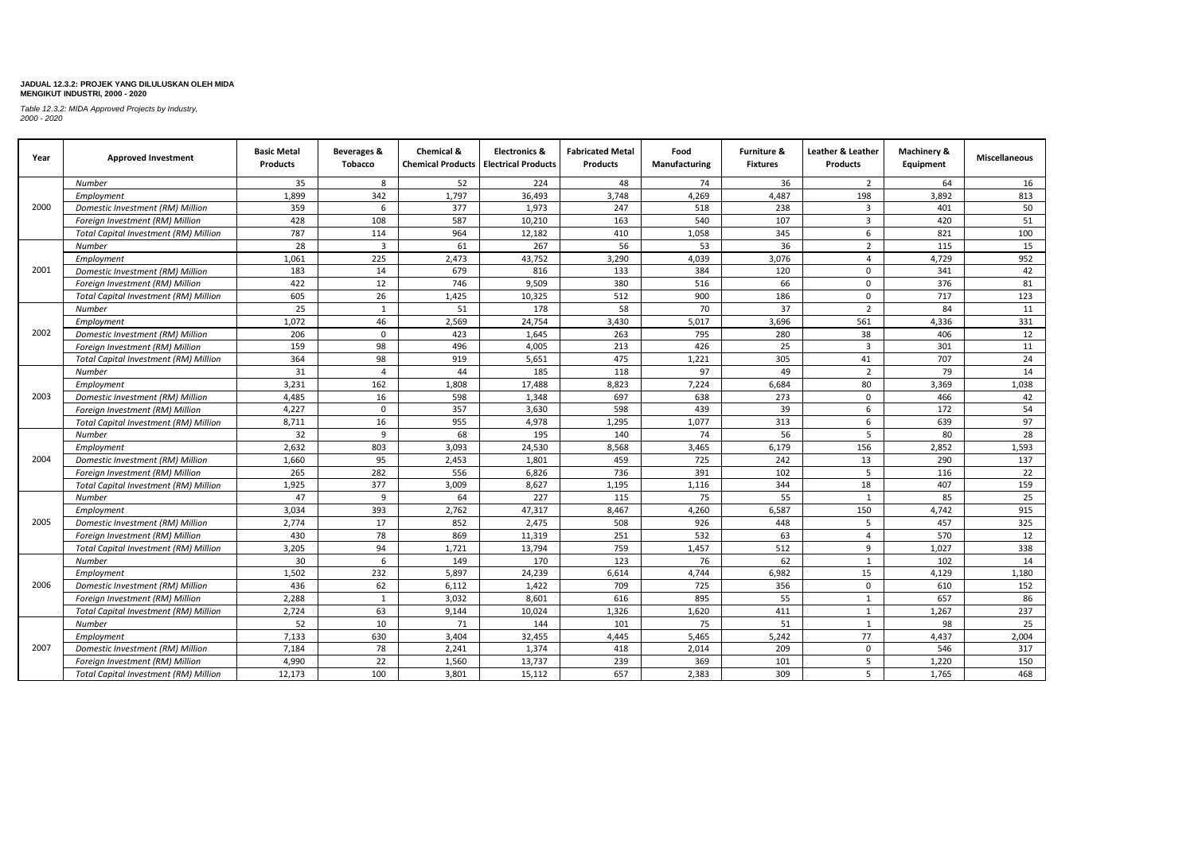**JADUAL 12.3.2: PROJEK YANG DILULUSKAN OLEH MIDA MENGIKUT INDUSTRI, 2000 - 2020**

*Table 12.3.2: MIDA Approved Projects by Industry, 2000 - 2020*

| Year | Approved Investment | Basic Metal Products | Beverages & Tobacco | Chemical & Chemical Products | Electronics & Electrical Products | Fabricated Metal Products | Food Manufacturing | Furniture & Fixtures | Leather & Leather Products | Machinery & Equipment | Miscellaneous |
|---|---|---|---|---|---|---|---|---|---|---|---|
| 2000 | *Number* | 35 | 8 | 52 | 224 | 48 | 74 | 36 | 2 | 64 | 16 |
| | *Employment* | 1,899 | 342 | 1,797 | 36,493 | 3,748 | 4,269 | 4,487 | 198 | 3,892 | 813 |
| | *Domestic Investment (RM) Million* | 359 | 6 | 377 | 1,973 | 247 | 518 | 238 | 3 | 401 | 50 |
| | *Foreign Investment (RM) Million* | 428 | 108 | 587 | 10,210 | 163 | 540 | 107 | 3 | 420 | 51 |
| | *Total Capital Investment (RM) Million* | 787 | 114 | 964 | 12,182 | 410 | 1,058 | 345 | 6 | 821 | 100 |
| 2001 | *Number* | 28 | 3 | 61 | 267 | 56 | 53 | 36 | 2 | 115 | 15 |
| | *Employment* | 1,061 | 225 | 2,473 | 43,752 | 3,290 | 4,039 | 3,076 | 4 | 4,729 | 952 |
| | *Domestic Investment (RM) Million* | 183 | 14 | 679 | 816 | 133 | 384 | 120 | 0 | 341 | 42 |
| | *Foreign Investment (RM) Million* | 422 | 12 | 746 | 9,509 | 380 | 516 | 66 | 0 | 376 | 81 |
| | *Total Capital Investment (RM) Million* | 605 | 26 | 1,425 | 10,325 | 512 | 900 | 186 | 0 | 717 | 123 |
| 2002 | *Number* | 25 | 1 | 51 | 178 | 58 | 70 | 37 | 2 | 84 | 11 |
| | *Employment* | 1,072 | 46 | 2,569 | 24,754 | 3,430 | 5,017 | 3,696 | 561 | 4,336 | 331 |
| | *Domestic Investment (RM) Million* | 206 | 0 | 423 | 1,645 | 263 | 795 | 280 | 38 | 406 | 12 |
| | *Foreign Investment (RM) Million* | 159 | 98 | 496 | 4,005 | 213 | 426 | 25 | 3 | 301 | 11 |
| | *Total Capital Investment (RM) Million* | 364 | 98 | 919 | 5,651 | 475 | 1,221 | 305 | 41 | 707 | 24 |
| 2003 | *Number* | 31 | 4 | 44 | 185 | 118 | 97 | 49 | 2 | 79 | 14 |
| | *Employment* | 3,231 | 162 | 1,808 | 17,488 | 8,823 | 7,224 | 6,684 | 80 | 3,369 | 1,038 |
| | *Domestic Investment (RM) Million* | 4,485 | 16 | 598 | 1,348 | 697 | 638 | 273 | 0 | 466 | 42 |
| | *Foreign Investment (RM) Million* | 4,227 | 0 | 357 | 3,630 | 598 | 439 | 39 | 6 | 172 | 54 |
| | *Total Capital Investment (RM) Million* | 8,711 | 16 | 955 | 4,978 | 1,295 | 1,077 | 313 | 6 | 639 | 97 |
| 2004 | *Number* | 32 | 9 | 68 | 195 | 140 | 74 | 56 | 5 | 80 | 28 |
| | *Employment* | 2,632 | 803 | 3,093 | 24,530 | 8,568 | 3,465 | 6,179 | 156 | 2,852 | 1,593 |
| | *Domestic Investment (RM) Million* | 1,660 | 95 | 2,453 | 1,801 | 459 | 725 | 242 | 13 | 290 | 137 |
| | *Foreign Investment (RM) Million* | 265 | 282 | 556 | 6,826 | 736 | 391 | 102 | 5 | 116 | 22 |
| | *Total Capital Investment (RM) Million* | 1,925 | 377 | 3,009 | 8,627 | 1,195 | 1,116 | 344 | 18 | 407 | 159 |
| 2005 | *Number* | 47 | 9 | 64 | 227 | 115 | 75 | 55 | 1 | 85 | 25 |
| | *Employment* | 3,034 | 393 | 2,762 | 47,317 | 8,467 | 4,260 | 6,587 | 150 | 4,742 | 915 |
| | *Domestic Investment (RM) Million* | 2,774 | 17 | 852 | 2,475 | 508 | 926 | 448 | 5 | 457 | 325 |
| | *Foreign Investment (RM) Million* | 430 | 78 | 869 | 11,319 | 251 | 532 | 63 | 4 | 570 | 12 |
| | *Total Capital Investment (RM) Million* | 3,205 | 94 | 1,721 | 13,794 | 759 | 1,457 | 512 | 9 | 1,027 | 338 |
| 2006 | *Number* | 30 | 6 | 149 | 170 | 123 | 76 | 62 | 1 | 102 | 14 |
| | *Employment* | 1,502 | 232 | 5,897 | 24,239 | 6,614 | 4,744 | 6,982 | 15 | 4,129 | 1,180 |
| | *Domestic Investment (RM) Million* | 436 | 62 | 6,112 | 1,422 | 709 | 725 | 356 | 0 | 610 | 152 |
| | *Foreign Investment (RM) Million* | 2,288 | 1 | 3,032 | 8,601 | 616 | 895 | 55 | 1 | 657 | 86 |
| | *Total Capital Investment (RM) Million* | 2,724 | 63 | 9,144 | 10,024 | 1,326 | 1,620 | 411 | 1 | 1,267 | 237 |
| 2007 | *Number* | 52 | 10 | 71 | 144 | 101 | 75 | 51 | 1 | 98 | 25 |
| | *Employment* | 7,133 | 630 | 3,404 | 32,455 | 4,445 | 5,465 | 5,242 | 77 | 4,437 | 2,004 |
| | *Domestic Investment (RM) Million* | 7,184 | 78 | 2,241 | 1,374 | 418 | 2,014 | 209 | 0 | 546 | 317 |
| | *Foreign Investment (RM) Million* | 4,990 | 22 | 1,560 | 13,737 | 239 | 369 | 101 | 5 | 1,220 | 150 |
| | *Total Capital Investment (RM) Million* | 12,173 | 100 | 3,801 | 15,112 | 657 | 2,383 | 309 | 5 | 1,765 | 468 |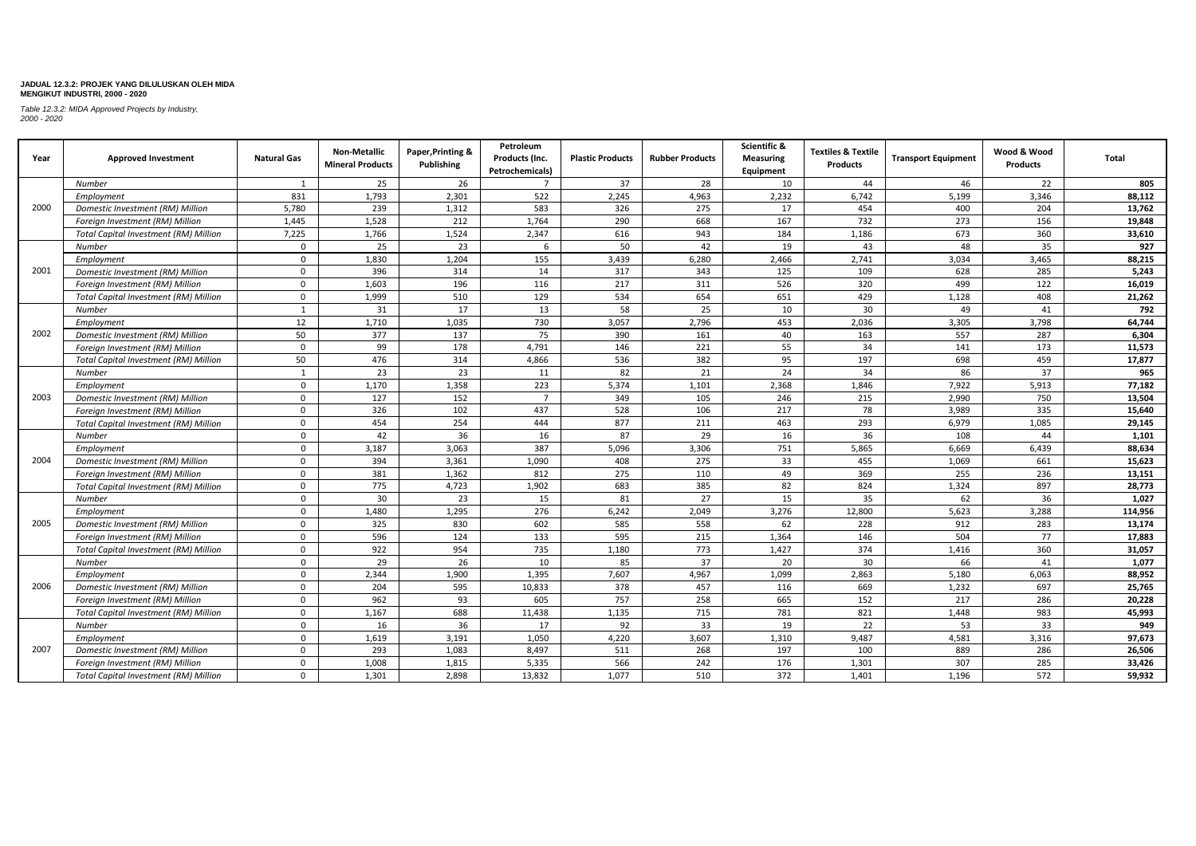**JADUAL 12.3.2: PROJEK YANG DILULUSKAN OLEH MIDA MENGIKUT INDUSTRI, 2000 - 2020**

*Table 12.3.2: MIDA Approved Projects by Industry, 2000 - 2020*

| Year | Approved Investment | Natural Gas | Non-Metallic Mineral Products | Paper,Printing & Publishing | Petroleum Products (Inc. Petrochemicals) | Plastic Products | Rubber Products | Scientific & Measuring Equipment | Textiles & Textile Products | Transport Equipment | Wood & Wood Products | Total |
|---|---|---|---|---|---|---|---|---|---|---|---|---|
| 2000 | *Number* | 1 | 25 | 26 | 7 | 37 | 28 | 10 | 44 | 46 | 22 | **805** |
| | *Employment* | 831 | 1,793 | 2,301 | 522 | 2,245 | 4,963 | 2,232 | 6,742 | 5,199 | 3,346 | **88,112** |
| | *Domestic Investment (RM) Million* | 5,780 | 239 | 1,312 | 583 | 326 | 275 | 17 | 454 | 400 | 204 | **13,762** |
| | *Foreign Investment (RM) Million* | 1,445 | 1,528 | 212 | 1,764 | 290 | 668 | 167 | 732 | 273 | 156 | **19,848** |
| | *Total Capital Investment (RM) Million* | 7,225 | 1,766 | 1,524 | 2,347 | 616 | 943 | 184 | 1,186 | 673 | 360 | **33,610** |
| 2001 | *Number* | 0 | 25 | 23 | 6 | 50 | 42 | 19 | 43 | 48 | 35 | **927** |
| | *Employment* | 0 | 1,830 | 1,204 | 155 | 3,439 | 6,280 | 2,466 | 2,741 | 3,034 | 3,465 | **88,215** |
| | *Domestic Investment (RM) Million* | 0 | 396 | 314 | 14 | 317 | 343 | 125 | 109 | 628 | 285 | **5,243** |
| | *Foreign Investment (RM) Million* | 0 | 1,603 | 196 | 116 | 217 | 311 | 526 | 320 | 499 | 122 | **16,019** |
| | *Total Capital Investment (RM) Million* | 0 | 1,999 | 510 | 129 | 534 | 654 | 651 | 429 | 1,128 | 408 | **21,262** |
| 2002 | *Number* | 1 | 31 | 17 | 13 | 58 | 25 | 10 | 30 | 49 | 41 | **792** |
| | *Employment* | 12 | 1,710 | 1,035 | 730 | 3,057 | 2,796 | 453 | 2,036 | 3,305 | 3,798 | **64,744** |
| | *Domestic Investment (RM) Million* | 50 | 377 | 137 | 75 | 390 | 161 | 40 | 163 | 557 | 287 | **6,304** |
| | *Foreign Investment (RM) Million* | 0 | 99 | 178 | 4,791 | 146 | 221 | 55 | 34 | 141 | 173 | **11,573** |
| | *Total Capital Investment (RM) Million* | 50 | 476 | 314 | 4,866 | 536 | 382 | 95 | 197 | 698 | 459 | **17,877** |
| 2003 | *Number* | 1 | 23 | 23 | 11 | 82 | 21 | 24 | 34 | 86 | 37 | **965** |
| | *Employment* | 0 | 1,170 | 1,358 | 223 | 5,374 | 1,101 | 2,368 | 1,846 | 7,922 | 5,913 | **77,182** |
| | *Domestic Investment (RM) Million* | 0 | 127 | 152 | 7 | 349 | 105 | 246 | 215 | 2,990 | 750 | **13,504** |
| | *Foreign Investment (RM) Million* | 0 | 326 | 102 | 437 | 528 | 106 | 217 | 78 | 3,989 | 335 | **15,640** |
| | *Total Capital Investment (RM) Million* | 0 | 454 | 254 | 444 | 877 | 211 | 463 | 293 | 6,979 | 1,085 | **29,145** |
| 2004 | *Number* | 0 | 42 | 36 | 16 | 87 | 29 | 16 | 36 | 108 | 44 | **1,101** |
| | *Employment* | 0 | 3,187 | 3,063 | 387 | 5,096 | 3,306 | 751 | 5,865 | 6,669 | 6,439 | **88,634** |
| | *Domestic Investment (RM) Million* | 0 | 394 | 3,361 | 1,090 | 408 | 275 | 33 | 455 | 1,069 | 661 | **15,623** |
| | *Foreign Investment (RM) Million* | 0 | 381 | 1,362 | 812 | 275 | 110 | 49 | 369 | 255 | 236 | **13,151** |
| | *Total Capital Investment (RM) Million* | 0 | 775 | 4,723 | 1,902 | 683 | 385 | 82 | 824 | 1,324 | 897 | **28,773** |
| 2005 | *Number* | 0 | 30 | 23 | 15 | 81 | 27 | 15 | 35 | 62 | 36 | **1,027** |
| | *Employment* | 0 | 1,480 | 1,295 | 276 | 6,242 | 2,049 | 3,276 | 12,800 | 5,623 | 3,288 | **114,956** |
| | *Domestic Investment (RM) Million* | 0 | 325 | 830 | 602 | 585 | 558 | 62 | 228 | 912 | 283 | **13,174** |
| | *Foreign Investment (RM) Million* | 0 | 596 | 124 | 133 | 595 | 215 | 1,364 | 146 | 504 | 77 | **17,883** |
| | *Total Capital Investment (RM) Million* | 0 | 922 | 954 | 735 | 1,180 | 773 | 1,427 | 374 | 1,416 | 360 | **31,057** |
| 2006 | *Number* | 0 | 29 | 26 | 10 | 85 | 37 | 20 | 30 | 66 | 41 | **1,077** |
| | *Employment* | 0 | 2,344 | 1,900 | 1,395 | 7,607 | 4,967 | 1,099 | 2,863 | 5,180 | 6,063 | **88,952** |
| | *Domestic Investment (RM) Million* | 0 | 204 | 595 | 10,833 | 378 | 457 | 116 | 669 | 1,232 | 697 | **25,765** |
| | *Foreign Investment (RM) Million* | 0 | 962 | 93 | 605 | 757 | 258 | 665 | 152 | 217 | 286 | **20,228** |
| | *Total Capital Investment (RM) Million* | 0 | 1,167 | 688 | 11,438 | 1,135 | 715 | 781 | 821 | 1,448 | 983 | **45,993** |
| 2007 | *Number* | 0 | 16 | 36 | 17 | 92 | 33 | 19 | 22 | 53 | 33 | **949** |
| | *Employment* | 0 | 1,619 | 3,191 | 1,050 | 4,220 | 3,607 | 1,310 | 9,487 | 4,581 | 3,316 | **97,673** |
| | *Domestic Investment (RM) Million* | 0 | 293 | 1,083 | 8,497 | 511 | 268 | 197 | 100 | 889 | 286 | **26,506** |
| | *Foreign Investment (RM) Million* | 0 | 1,008 | 1,815 | 5,335 | 566 | 242 | 176 | 1,301 | 307 | 285 | **33,426** |
| | *Total Capital Investment (RM) Million* | 0 | 1,301 | 2,898 | 13,832 | 1,077 | 510 | 372 | 1,401 | 1,196 | 572 | **59,932** |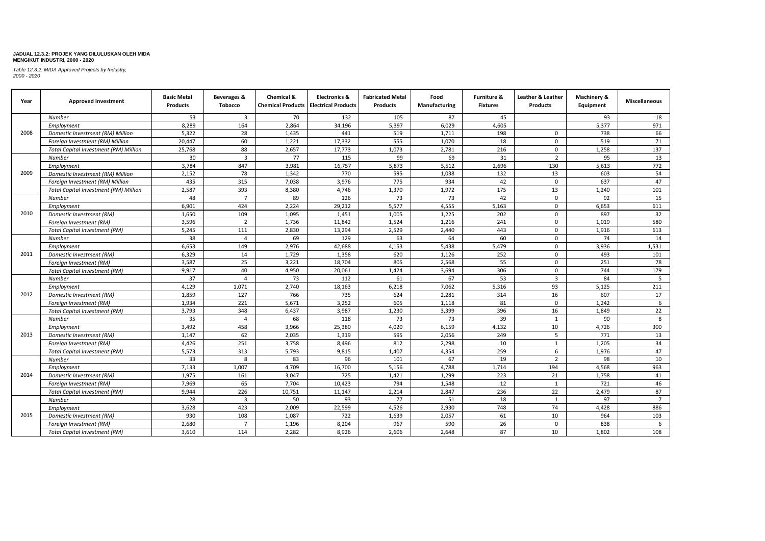**JADUAL 12.3.2: PROJEK YANG DILULUSKAN OLEH MIDA MENGIKUT INDUSTRI, 2000 - 2020**

*Table 12.3.2: MIDA Approved Projects by Industry, 2000 - 2020*

| Year | Approved Investment | Basic Metal Products | Beverages & Tobacco | Chemical & Chemical Products | Electronics & Electrical Products | Fabricated Metal Products | Food Manufacturing | Furniture & Fixtures | Leather & Leather Products | Machinery & Equipment | Miscellaneous |
|---|---|---|---|---|---|---|---|---|---|---|---|
| 2008 | *Number* | 53 | 3 | 70 | 132 | 105 | 87 | 45 | | 93 | 18 |
| | *Employment* | 8,289 | 164 | 2,864 | 34,196 | 5,397 | 6,029 | 4,605 | | 5,377 | 971 |
| | *Domestic Investment (RM) Million* | 5,322 | 28 | 1,435 | 441 | 519 | 1,711 | 198 | 0 | 738 | 66 |
| | *Foreign Investment (RM) Million* | 20,447 | 60 | 1,221 | 17,332 | 555 | 1,070 | 18 | 0 | 519 | 71 |
| | *Total Capital Investment (RM) Million* | 25,768 | 88 | 2,657 | 17,773 | 1,073 | 2,781 | 216 | 0 | 1,258 | 137 |
| 2009 | *Number* | 30 | 3 | 77 | 115 | 99 | 69 | 31 | 2 | 95 | 13 |
| | *Employment* | 3,784 | 847 | 3,981 | 16,757 | 5,873 | 5,512 | 2,696 | 130 | 5,613 | 772 |
| | *Domestic Investment (RM) Million* | 2,152 | 78 | 1,342 | 770 | 595 | 1,038 | 132 | 13 | 603 | 54 |
| | *Foreign Investment (RM) Million* | 435 | 315 | 7,038 | 3,976 | 775 | 934 | 42 | 0 | 637 | 47 |
| | *Total Capital Investment (RM) Million* | 2,587 | 393 | 8,380 | 4,746 | 1,370 | 1,972 | 175 | 13 | 1,240 | 101 |
| 2010 | *Number* | 48 | 7 | 89 | 126 | 73 | 73 | 42 | 0 | 92 | 15 |
| | *Employment* | 6,901 | 424 | 2,224 | 29,212 | 5,577 | 4,555 | 5,163 | 0 | 6,653 | 611 |
| | *Domestic Investment (RM)* | 1,650 | 109 | 1,095 | 1,451 | 1,005 | 1,225 | 202 | 0 | 897 | 32 |
| | *Foreign Investment (RM)* | 3,596 | 2 | 1,736 | 11,842 | 1,524 | 1,216 | 241 | 0 | 1,019 | 580 |
| | *Total Capital Investment (RM)* | 5,245 | 111 | 2,830 | 13,294 | 2,529 | 2,440 | 443 | 0 | 1,916 | 613 |
| 2011 | *Number* | 38 | 4 | 69 | 129 | 63 | 64 | 60 | 0 | 74 | 14 |
| | *Employment* | 6,653 | 149 | 2,976 | 42,688 | 4,153 | 5,438 | 5,479 | 0 | 3,936 | 1,531 |
| | *Domestic Investment (RM)* | 6,329 | 14 | 1,729 | 1,358 | 620 | 1,126 | 252 | 0 | 493 | 101 |
| | *Foreign Investment (RM)* | 3,587 | 25 | 3,221 | 18,704 | 805 | 2,568 | 55 | 0 | 251 | 78 |
| | *Total Capital Investment (RM)* | 9,917 | 40 | 4,950 | 20,061 | 1,424 | 3,694 | 306 | 0 | 744 | 179 |
| 2012 | *Number* | 37 | 4 | 73 | 112 | 61 | 67 | 53 | 3 | 84 | 5 |
| | *Employment* | 4,129 | 1,071 | 2,740 | 18,163 | 6,218 | 7,062 | 5,316 | 93 | 5,125 | 211 |
| | *Domestic Investment (RM)* | 1,859 | 127 | 766 | 735 | 624 | 2,281 | 314 | 16 | 607 | 17 |
| | *Foreign Investment (RM)* | 1,934 | 221 | 5,671 | 3,252 | 605 | 1,118 | 81 | 0 | 1,242 | 6 |
| | *Total Capital Investment (RM)* | 3,793 | 348 | 6,437 | 3,987 | 1,230 | 3,399 | 396 | 16 | 1,849 | 22 |
| 2013 | *Number* | 35 | 4 | 68 | 118 | 73 | 73 | 39 | 1 | 90 | 8 |
| | *Employment* | 3,492 | 458 | 3,966 | 25,380 | 4,020 | 6,159 | 4,132 | 10 | 4,726 | 300 |
| | *Domestic Investment (RM)* | 1,147 | 62 | 2,035 | 1,319 | 595 | 2,056 | 249 | 5 | 771 | 13 |
| | *Foreign Investment (RM)* | 4,426 | 251 | 3,758 | 8,496 | 812 | 2,298 | 10 | 1 | 1,205 | 34 |
| | *Total Capital Investment (RM)* | 5,573 | 313 | 5,793 | 9,815 | 1,407 | 4,354 | 259 | 6 | 1,976 | 47 |
| 2014 | *Number* | 33 | 8 | 83 | 96 | 101 | 67 | 19 | 2 | 98 | 10 |
| | *Employment* | 7,133 | 1,007 | 4,709 | 16,700 | 5,156 | 4,788 | 1,714 | 194 | 4,568 | 963 |
| | *Domestic Investment (RM)* | 1,975 | 161 | 3,047 | 725 | 1,421 | 1,299 | 223 | 21 | 1,758 | 41 |
| | *Foreign Investment (RM)* | 7,969 | 65 | 7,704 | 10,423 | 794 | 1,548 | 12 | 1 | 721 | 46 |
| | *Total Capital Investment (RM)* | 9,944 | 226 | 10,751 | 11,147 | 2,214 | 2,847 | 236 | 22 | 2,479 | 87 |
| 2015 | *Number* | 28 | 3 | 50 | 93 | 77 | 51 | 18 | 1 | 97 | 7 |
| | *Employment* | 3,628 | 423 | 2,009 | 22,599 | 4,526 | 2,930 | 748 | 74 | 4,428 | 886 |
| | *Domestic Investment (RM)* | 930 | 108 | 1,087 | 722 | 1,639 | 2,057 | 61 | 10 | 964 | 103 |
| | *Foreign Investment (RM)* | 2,680 | 7 | 1,196 | 8,204 | 967 | 590 | 26 | 0 | 838 | 6 |
| | *Total Capital Investment (RM)* | 3,610 | 114 | 2,282 | 8,926 | 2,606 | 2,648 | 87 | 10 | 1,802 | 108 |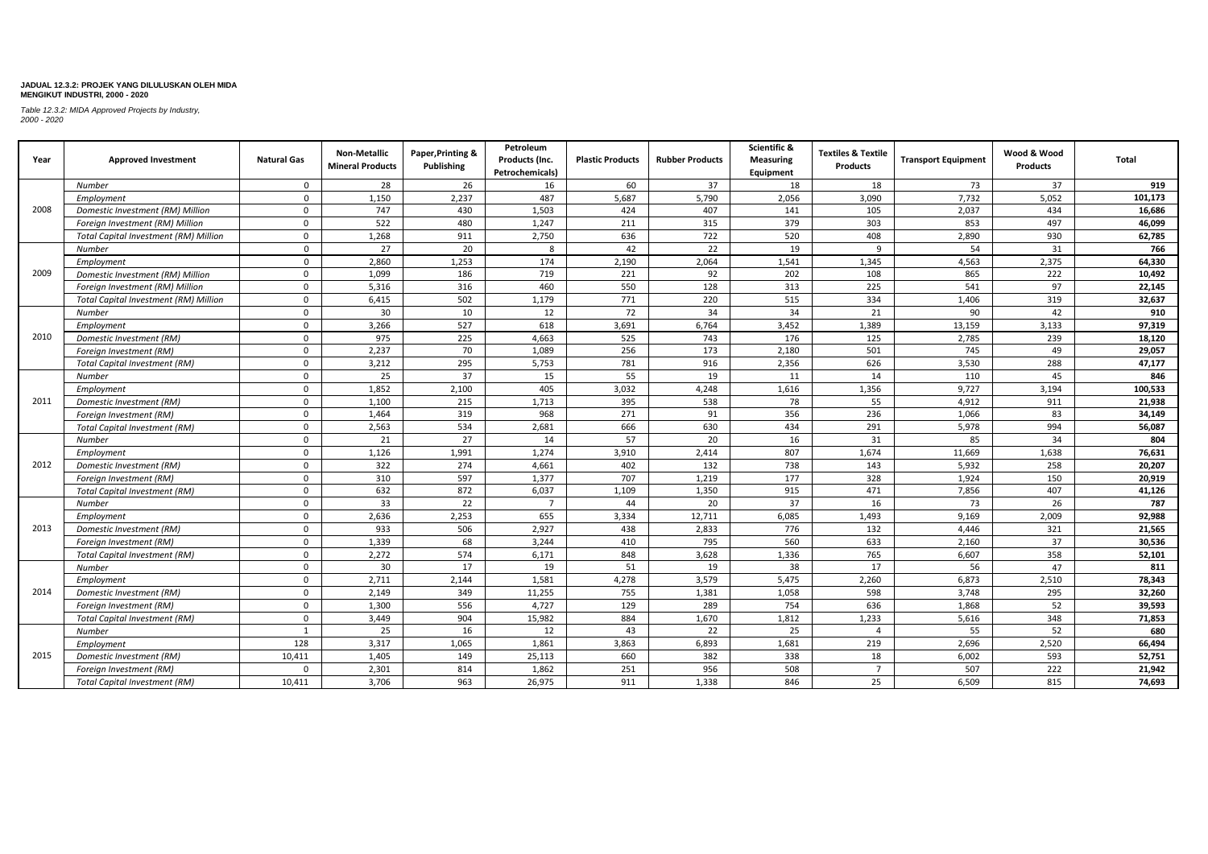**JADUAL 12.3.2: PROJEK YANG DILULUSKAN OLEH MIDA MENGIKUT INDUSTRI, 2000 - 2020**

*Table 12.3.2: MIDA Approved Projects by Industry, 2000 - 2020*

| Year | Approved Investment | Natural Gas | Non-Metallic Mineral Products | Paper,Printing & Publishing | Petroleum Products (Inc. Petrochemicals) | Plastic Products | Rubber Products | Scientific & Measuring Equipment | Textiles & Textile Products | Transport Equipment | Wood & Wood Products | Total |
|---|---|---|---|---|---|---|---|---|---|---|---|---|
| 2008 | *Number* | 0 | 28 | 26 | 16 | 60 | 37 | 18 | 18 | 73 | 37 | **919** |
| | *Employment* | 0 | 1,150 | 2,237 | 487 | 5,687 | 5,790 | 2,056 | 3,090 | 7,732 | 5,052 | **101,173** |
| | *Domestic Investment (RM) Million* | 0 | 747 | 430 | 1,503 | 424 | 407 | 141 | 105 | 2,037 | 434 | **16,686** |
| | *Foreign Investment (RM) Million* | 0 | 522 | 480 | 1,247 | 211 | 315 | 379 | 303 | 853 | 497 | **46,099** |
| | *Total Capital Investment (RM) Million* | 0 | 1,268 | 911 | 2,750 | 636 | 722 | 520 | 408 | 2,890 | 930 | **62,785** |
| 2009 | *Number* | 0 | 27 | 20 | 8 | 42 | 22 | 19 | 9 | 54 | 31 | **766** |
| | *Employment* | 0 | 2,860 | 1,253 | 174 | 2,190 | 2,064 | 1,541 | 1,345 | 4,563 | 2,375 | **64,330** |
| | *Domestic Investment (RM) Million* | 0 | 1,099 | 186 | 719 | 221 | 92 | 202 | 108 | 865 | 222 | **10,492** |
| | *Foreign Investment (RM) Million* | 0 | 5,316 | 316 | 460 | 550 | 128 | 313 | 225 | 541 | 97 | **22,145** |
| | *Total Capital Investment (RM) Million* | 0 | 6,415 | 502 | 1,179 | 771 | 220 | 515 | 334 | 1,406 | 319 | **32,637** |
| 2010 | *Number* | 0 | 30 | 10 | 12 | 72 | 34 | 34 | 21 | 90 | 42 | **910** |
| | *Employment* | 0 | 3,266 | 527 | 618 | 3,691 | 6,764 | 3,452 | 1,389 | 13,159 | 3,133 | **97,319** |
| | *Domestic Investment (RM)* | 0 | 975 | 225 | 4,663 | 525 | 743 | 176 | 125 | 2,785 | 239 | **18,120** |
| | *Foreign Investment (RM)* | 0 | 2,237 | 70 | 1,089 | 256 | 173 | 2,180 | 501 | 745 | 49 | **29,057** |
| | *Total Capital Investment (RM)* | 0 | 3,212 | 295 | 5,753 | 781 | 916 | 2,356 | 626 | 3,530 | 288 | **47,177** |
| 2011 | *Number* | 0 | 25 | 37 | 15 | 55 | 19 | 11 | 14 | 110 | 45 | **846** |
| | *Employment* | 0 | 1,852 | 2,100 | 405 | 3,032 | 4,248 | 1,616 | 1,356 | 9,727 | 3,194 | **100,533** |
| | *Domestic Investment (RM)* | 0 | 1,100 | 215 | 1,713 | 395 | 538 | 78 | 55 | 4,912 | 911 | **21,938** |
| | *Foreign Investment (RM)* | 0 | 1,464 | 319 | 968 | 271 | 91 | 356 | 236 | 1,066 | 83 | **34,149** |
| | *Total Capital Investment (RM)* | 0 | 2,563 | 534 | 2,681 | 666 | 630 | 434 | 291 | 5,978 | 994 | **56,087** |
| 2012 | *Number* | 0 | 21 | 27 | 14 | 57 | 20 | 16 | 31 | 85 | 34 | **804** |
| | *Employment* | 0 | 1,126 | 1,991 | 1,274 | 3,910 | 2,414 | 807 | 1,674 | 11,669 | 1,638 | **76,631** |
| | *Domestic Investment (RM)* | 0 | 322 | 274 | 4,661 | 402 | 132 | 738 | 143 | 5,932 | 258 | **20,207** |
| | *Foreign Investment (RM)* | 0 | 310 | 597 | 1,377 | 707 | 1,219 | 177 | 328 | 1,924 | 150 | **20,919** |
| | *Total Capital Investment (RM)* | 0 | 632 | 872 | 6,037 | 1,109 | 1,350 | 915 | 471 | 7,856 | 407 | **41,126** |
| 2013 | *Number* | 0 | 33 | 22 | 7 | 44 | 20 | 37 | 16 | 73 | 26 | **787** |
| | *Employment* | 0 | 2,636 | 2,253 | 655 | 3,334 | 12,711 | 6,085 | 1,493 | 9,169 | 2,009 | **92,988** |
| | *Domestic Investment (RM)* | 0 | 933 | 506 | 2,927 | 438 | 2,833 | 776 | 132 | 4,446 | 321 | **21,565** |
| | *Foreign Investment (RM)* | 0 | 1,339 | 68 | 3,244 | 410 | 795 | 560 | 633 | 2,160 | 37 | **30,536** |
| | *Total Capital Investment (RM)* | 0 | 2,272 | 574 | 6,171 | 848 | 3,628 | 1,336 | 765 | 6,607 | 358 | **52,101** |
| 2014 | *Number* | 0 | 30 | 17 | 19 | 51 | 19 | 38 | 17 | 56 | 47 | **811** |
| | *Employment* | 0 | 2,711 | 2,144 | 1,581 | 4,278 | 3,579 | 5,475 | 2,260 | 6,873 | 2,510 | **78,343** |
| | *Domestic Investment (RM)* | 0 | 2,149 | 349 | 11,255 | 755 | 1,381 | 1,058 | 598 | 3,748 | 295 | **32,260** |
| | *Foreign Investment (RM)* | 0 | 1,300 | 556 | 4,727 | 129 | 289 | 754 | 636 | 1,868 | 52 | **39,593** |
| | *Total Capital Investment (RM)* | 0 | 3,449 | 904 | 15,982 | 884 | 1,670 | 1,812 | 1,233 | 5,616 | 348 | **71,853** |
| 2015 | *Number* | 1 | 25 | 16 | 12 | 43 | 22 | 25 | 4 | 55 | 52 | **680** |
| | *Employment* | 128 | 3,317 | 1,065 | 1,861 | 3,863 | 6,893 | 1,681 | 219 | 2,696 | 2,520 | **66,494** |
| | *Domestic Investment (RM)* | 10,411 | 1,405 | 149 | 25,113 | 660 | 382 | 338 | 18 | 6,002 | 593 | **52,751** |
| | *Foreign Investment (RM)* | 0 | 2,301 | 814 | 1,862 | 251 | 956 | 508 | 7 | 507 | 222 | **21,942** |
| | *Total Capital Investment (RM)* | 10,411 | 3,706 | 963 | 26,975 | 911 | 1,338 | 846 | 25 | 6,509 | 815 | **74,693** |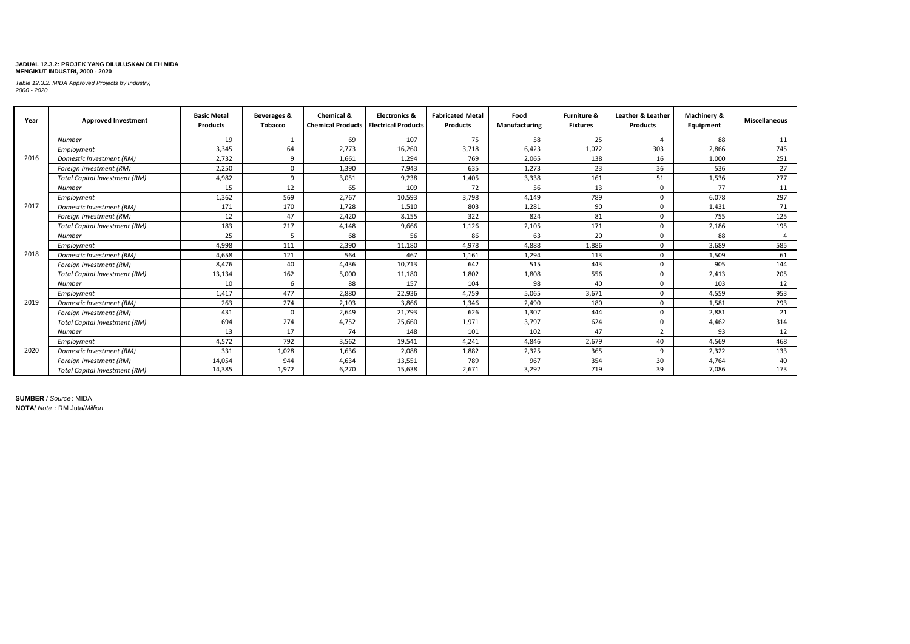**JADUAL 12.3.2: PROJEK YANG DILULUSKAN OLEH MIDA MENGIKUT INDUSTRI, 2000 - 2020**

*Table 12.3.2: MIDA Approved Projects by Industry, 2000 - 2020*

| Year | Approved Investment | Basic Metal Products | Beverages & Tobacco | Chemical & Chemical Products | Electronics & Electrical Products | Fabricated Metal Products | Food Manufacturing | Furniture & Fixtures | Leather & Leather Products | Machinery & Equipment | Miscellaneous |
|---|---|---|---|---|---|---|---|---|---|---|---|
| 2016 | *Number* | 19 | 1 | 69 | 107 | 75 | 58 | 25 | 4 | 88 | 11 |
| | *Employment* | 3,345 | 64 | 2,773 | 16,260 | 3,718 | 6,423 | 1,072 | 303 | 2,866 | 745 |
| | *Domestic Investment (RM)* | 2,732 | 9 | 1,661 | 1,294 | 769 | 2,065 | 138 | 16 | 1,000 | 251 |
| | *Foreign Investment (RM)* | 2,250 | 0 | 1,390 | 7,943 | 635 | 1,273 | 23 | 36 | 536 | 27 |
| | *Total Capital Investment (RM)* | 4,982 | 9 | 3,051 | 9,238 | 1,405 | 3,338 | 161 | 51 | 1,536 | 277 |
| 2017 | *Number* | 15 | 12 | 65 | 109 | 72 | 56 | 13 | 0 | 77 | 11 |
| | *Employment* | 1,362 | 569 | 2,767 | 10,593 | 3,798 | 4,149 | 789 | 0 | 6,078 | 297 |
| | *Domestic Investment (RM)* | 171 | 170 | 1,728 | 1,510 | 803 | 1,281 | 90 | 0 | 1,431 | 71 |
| | *Foreign Investment (RM)* | 12 | 47 | 2,420 | 8,155 | 322 | 824 | 81 | 0 | 755 | 125 |
| | *Total Capital Investment (RM)* | 183 | 217 | 4,148 | 9,666 | 1,126 | 2,105 | 171 | 0 | 2,186 | 195 |
| 2018 | *Number* | 25 | 5 | 68 | 56 | 86 | 63 | 20 | 0 | 88 | 4 |
| | *Employment* | 4,998 | 111 | 2,390 | 11,180 | 4,978 | 4,888 | 1,886 | 0 | 3,689 | 585 |
| | *Domestic Investment (RM)* | 4,658 | 121 | 564 | 467 | 1,161 | 1,294 | 113 | 0 | 1,509 | 61 |
| | *Foreign Investment (RM)* | 8,476 | 40 | 4,436 | 10,713 | 642 | 515 | 443 | 0 | 905 | 144 |
| | *Total Capital Investment (RM)* | 13,134 | 162 | 5,000 | 11,180 | 1,802 | 1,808 | 556 | 0 | 2,413 | 205 |
| 2019 | *Number* | 10 | 6 | 88 | 157 | 104 | 98 | 40 | 0 | 103 | 12 |
| | *Employment* | 1,417 | 477 | 2,880 | 22,936 | 4,759 | 5,065 | 3,671 | 0 | 4,559 | 953 |
| | *Domestic Investment (RM)* | 263 | 274 | 2,103 | 3,866 | 1,346 | 2,490 | 180 | 0 | 1,581 | 293 |
| | *Foreign Investment (RM)* | 431 | 0 | 2,649 | 21,793 | 626 | 1,307 | 444 | 0 | 2,881 | 21 |
| | *Total Capital Investment (RM)* | 694 | 274 | 4,752 | 25,660 | 1,971 | 3,797 | 624 | 0 | 4,462 | 314 |
| 2020 | *Number* | 13 | 17 | 74 | 148 | 101 | 102 | 47 | 2 | 93 | 12 |
| | *Employment* | 4,572 | 792 | 3,562 | 19,541 | 4,241 | 4,846 | 2,679 | 40 | 4,569 | 468 |
| | *Domestic Investment (RM)* | 331 | 1,028 | 1,636 | 2,088 | 1,882 | 2,325 | 365 | 9 | 2,322 | 133 |
| | *Foreign Investment (RM)* | 14,054 | 944 | 4,634 | 13,551 | 789 | 967 | 354 | 30 | 4,764 | 40 |
| | *Total Capital Investment (RM)* | 14,385 | 1,972 | 6,270 | 15,638 | 2,671 | 3,292 | 719 | 39 | 7,086 | 173 |

**SUMBER** / *Source* : MIDA

**NOTA**/ *Note* : RM Juta/*Million*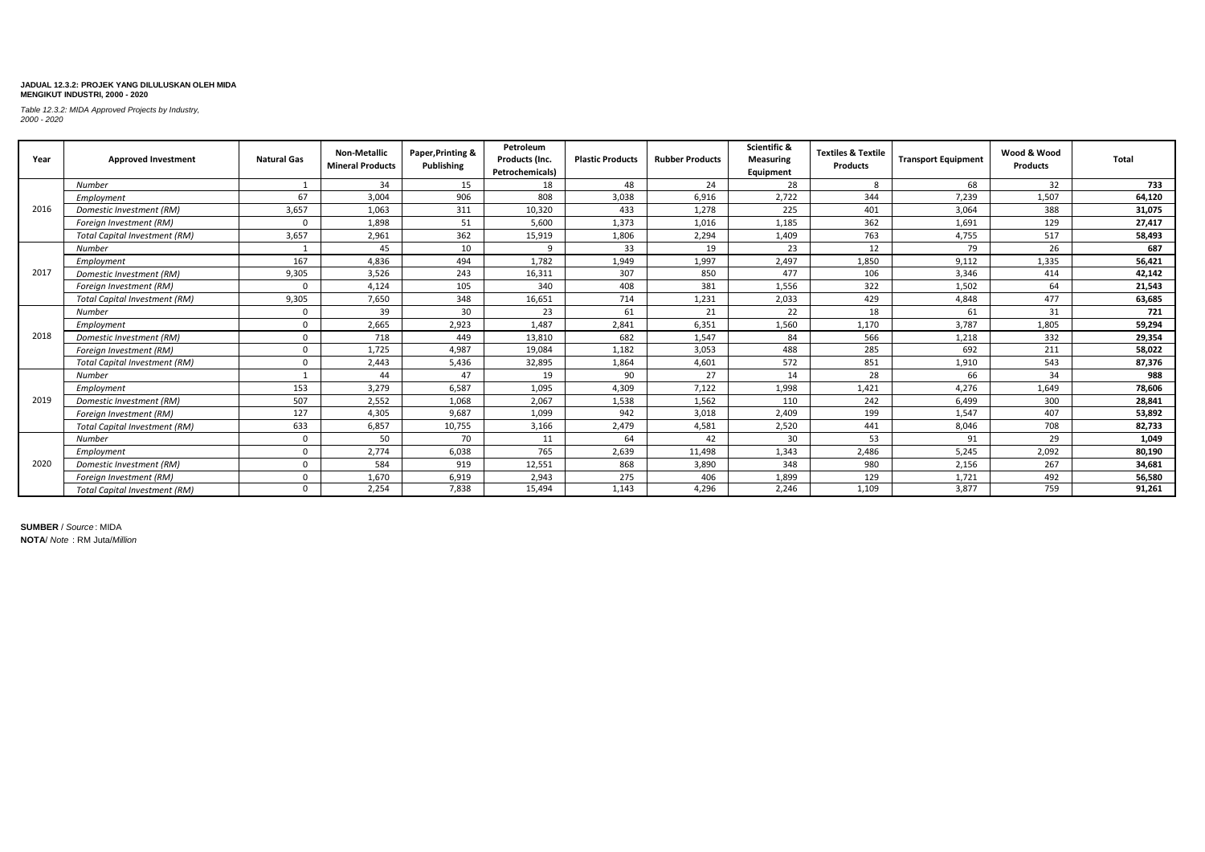**JADUAL 12.3.2: PROJEK YANG DILULUSKAN OLEH MIDA MENGIKUT INDUSTRI, 2000 - 2020**

*Table 12.3.2: MIDA Approved Projects by Industry, 2000 - 2020*

| Year | Approved Investment | Natural Gas | Non-Metallic Mineral Products | Paper,Printing & Publishing | Petroleum Products (Inc. Petrochemicals) | Plastic Products | Rubber Products | Scientific & Measuring Equipment | Textiles & Textile Products | Transport Equipment | Wood & Wood Products | Total |
|---|---|---|---|---|---|---|---|---|---|---|---|---|
| 2016 | *Number* | 1 | 34 | 15 | 18 | 48 | 24 | 28 | 8 | 68 | 32 | **733** |
| | *Employment* | 67 | 3,004 | 906 | 808 | 3,038 | 6,916 | 2,722 | 344 | 7,239 | 1,507 | **64,120** |
| | *Domestic Investment (RM)* | 3,657 | 1,063 | 311 | 10,320 | 433 | 1,278 | 225 | 401 | 3,064 | 388 | **31,075** |
| | *Foreign Investment (RM)* | 0 | 1,898 | 51 | 5,600 | 1,373 | 1,016 | 1,185 | 362 | 1,691 | 129 | **27,417** |
| | *Total Capital Investment (RM)* | 3,657 | 2,961 | 362 | 15,919 | 1,806 | 2,294 | 1,409 | 763 | 4,755 | 517 | **58,493** |
| 2017 | *Number* | 1 | 45 | 10 | 9 | 33 | 19 | 23 | 12 | 79 | 26 | **687** |
| | *Employment* | 167 | 4,836 | 494 | 1,782 | 1,949 | 1,997 | 2,497 | 1,850 | 9,112 | 1,335 | **56,421** |
| | *Domestic Investment (RM)* | 9,305 | 3,526 | 243 | 16,311 | 307 | 850 | 477 | 106 | 3,346 | 414 | **42,142** |
| | *Foreign Investment (RM)* | 0 | 4,124 | 105 | 340 | 408 | 381 | 1,556 | 322 | 1,502 | 64 | **21,543** |
| | *Total Capital Investment (RM)* | 9,305 | 7,650 | 348 | 16,651 | 714 | 1,231 | 2,033 | 429 | 4,848 | 477 | **63,685** |
| 2018 | *Number* | 0 | 39 | 30 | 23 | 61 | 21 | 22 | 18 | 61 | 31 | **721** |
| | *Employment* | 0 | 2,665 | 2,923 | 1,487 | 2,841 | 6,351 | 1,560 | 1,170 | 3,787 | 1,805 | **59,294** |
| | *Domestic Investment (RM)* | 0 | 718 | 449 | 13,810 | 682 | 1,547 | 84 | 566 | 1,218 | 332 | **29,354** |
| | *Foreign Investment (RM)* | 0 | 1,725 | 4,987 | 19,084 | 1,182 | 3,053 | 488 | 285 | 692 | 211 | **58,022** |
| | *Total Capital Investment (RM)* | 0 | 2,443 | 5,436 | 32,895 | 1,864 | 4,601 | 572 | 851 | 1,910 | 543 | **87,376** |
| 2019 | *Number* | 1 | 44 | 47 | 19 | 90 | 27 | 14 | 28 | 66 | 34 | **988** |
| | *Employment* | 153 | 3,279 | 6,587 | 1,095 | 4,309 | 7,122 | 1,998 | 1,421 | 4,276 | 1,649 | **78,606** |
| | *Domestic Investment (RM)* | 507 | 2,552 | 1,068 | 2,067 | 1,538 | 1,562 | 110 | 242 | 6,499 | 300 | **28,841** |
| | *Foreign Investment (RM)* | 127 | 4,305 | 9,687 | 1,099 | 942 | 3,018 | 2,409 | 199 | 1,547 | 407 | **53,892** |
| | *Total Capital Investment (RM)* | 633 | 6,857 | 10,755 | 3,166 | 2,479 | 4,581 | 2,520 | 441 | 8,046 | 708 | **82,733** |
| 2020 | *Number* | 0 | 50 | 70 | 11 | 64 | 42 | 30 | 53 | 91 | 29 | **1,049** |
| | *Employment* | 0 | 2,774 | 6,038 | 765 | 2,639 | 11,498 | 1,343 | 2,486 | 5,245 | 2,092 | **80,190** |
| | *Domestic Investment (RM)* | 0 | 584 | 919 | 12,551 | 868 | 3,890 | 348 | 980 | 2,156 | 267 | **34,681** |
| | *Foreign Investment (RM)* | 0 | 1,670 | 6,919 | 2,943 | 275 | 406 | 1,899 | 129 | 1,721 | 492 | **56,580** |
| | *Total Capital Investment (RM)* | 0 | 2,254 | 7,838 | 15,494 | 1,143 | 4,296 | 2,246 | 1,109 | 3,877 | 759 | **91,261** |

**SUMBER** / *Source* : MIDA

**NOTA**/ *Note* : RM Juta/*Million*